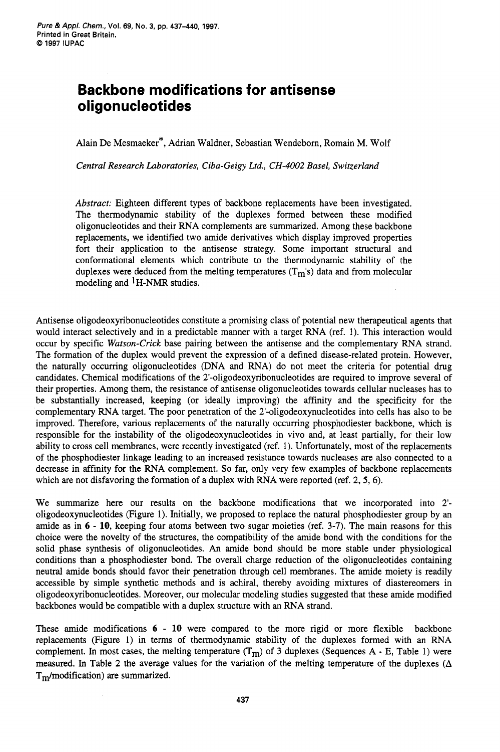# Backbone modifications for antisense oligonucleotides

Alain De Mesmaeker*, Adrian Waldner, Sebastian Wendeborn, Romain M. Wolf

*Central Research Laboratories, Ciba-Geigy Ltd., CH-4002 Basel, Switzerland*

*Abstract:* Eighteen different types of backbone replacements have been investigated. The thermodynamic stability of the duplexes formed between these modified oligonucleotides and their RNA complements are summarized. Among these backbone replacements, we identified two amide derivatives which display improved properties fort their application to the antisense strategy. Some important structural and conformational elements which contribute to the thermodynamic stability of the duplexes were deduced from the melting temperatures ($T_m$'s) data and from molecular modeling and $^1$H-NMR studies.

Antisense oligodeoxyribonucleotides constitute a promising class of potential new therapeutical agents that would interact selectively and in a predictable manner with a target RNA (ref. 1). This interaction would occur by specific *Watson-Crick* base pairing between the antisense and the complementary RNA strand. The formation of the duplex would prevent the expression of a defined disease-related protein. However, the naturally occurring oligonucleotides (DNA and RNA) do not meet the criteria for potential drug candidates. Chemical modifications of the 2'-oligodeoxyribonucleotides are required to improve several of their properties. Among them, the resistance of antisense oligonucleotides towards cellular nucleases has to be substantially increased, keeping (or ideally improving) the affinity and the specificity for the complementary RNA target. The poor penetration of the 2'-oligodeoxynucleotides into cells has also to be improved. Therefore, various replacements of the naturally occurring phosphodiester backbone, which is responsible for the instability of the oligodeoxynucleotides in vivo and, at least partially, for their low ability to cross cell membranes, were recently investigated (ref. 1). Unfortunately, most of the replacements of the phosphodiester linkage leading to an increased resistance towards nucleases are also connected to a decrease in affinity for the RNA complement. So far, only very few examples of backbone replacements which are not disfavoring the formation of a duplex with RNA were reported (ref. 2, 5, 6).

We summarize here our results on the backbone modifications that we incorporated into 2'-oligodeoxynucleotides (Figure 1). Initially, we proposed to replace the natural phosphodiester group by an amide as in **6 - 10**, keeping four atoms between two sugar moieties (ref. 3-7). The main reasons for this choice were the novelty of the structures, the compatibility of the amide bond with the conditions for the solid phase synthesis of oligonucleotides. An amide bond should be more stable under physiological conditions than a phosphodiester bond. The overall charge reduction of the oligonucleotides containing neutral amide bonds should favor their penetration through cell membranes. The amide moiety is readily accessible by simple synthetic methods and is achiral, thereby avoiding mixtures of diastereomers in oligodeoxyribonucleotides. Moreover, our molecular modeling studies suggested that these amide modified backbones would be compatible with a duplex structure with an RNA strand.

These amide modifications **6 - 10** were compared to the more rigid or more flexible backbone replacements (Figure 1) in terms of thermodynamic stability of the duplexes formed with an RNA complement. In most cases, the melting temperature ($T_m$) of 3 duplexes (Sequences A - E, Table 1) were measured. In Table 2 the average values for the variation of the melting temperature of the duplexes ($\Delta$ $T_m$/modification) are summarized.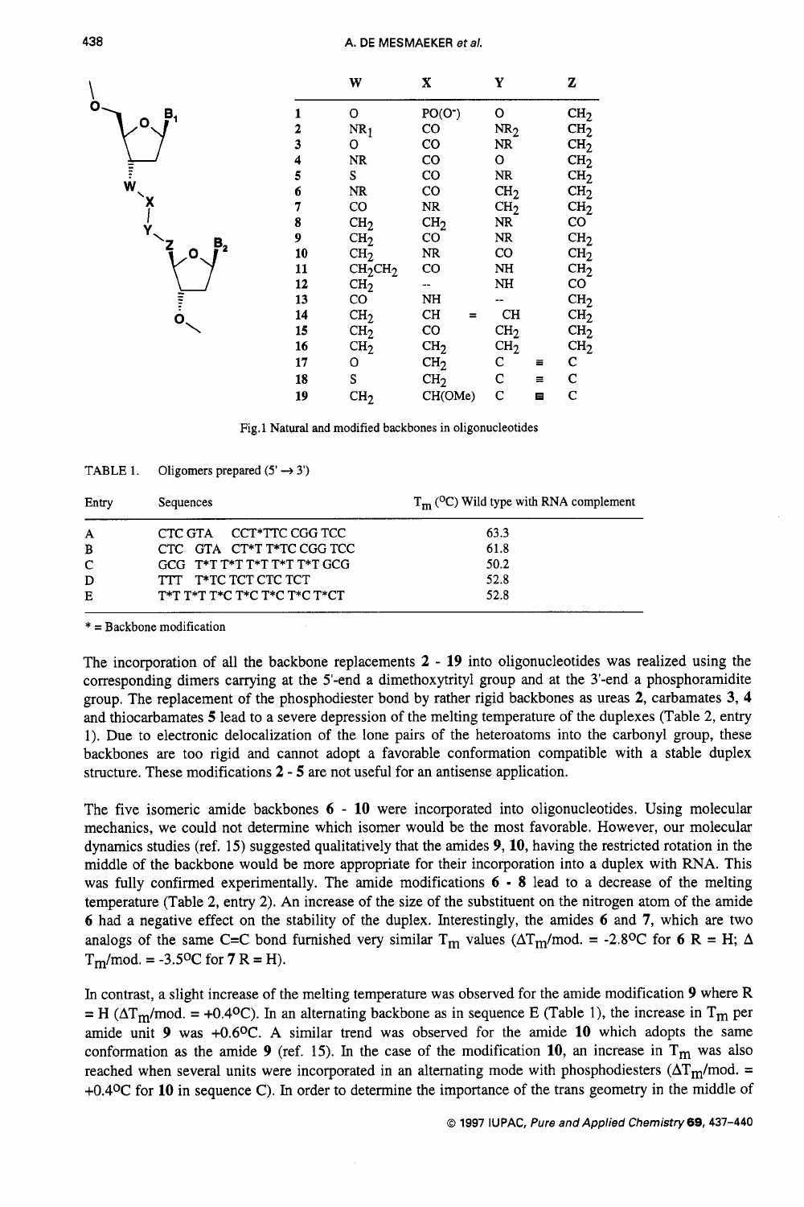|  | W | X | Y | Z |
|---|---|---|---|---|
| 1 | O | PO(O-) | O | $CH_2$ |
| 2 | $NR_1$ | CO | $NR_2$ | $CH_2$ |
| 3 | O | CO | NR | $CH_2$ |
| 4 | NR | CO | O | $CH_2$ |
| 5 | S | CO | NR | $CH_2$ |
| 6 | NR | CO | $CH_2$ | $CH_2$ |
| 7 | CO | NR | $CH_2$ | $CH_2$ |
| 8 | $CH_2$ | $CH_2$ | NR | CO |
| 9 | $CH_2$ | CO | NR | $CH_2$ |
| 10 | $CH_2$ | NR | CO | $CH_2$ |
| 11 | $CH_2CH_2$ | CO | NH | $CH_2$ |
| 12 | $CH_2$ | -- | NH | CO |
| 13 | CO | NH | -- | $CH_2$ |
| 14 | $CH_2$ | CH = | CH | $CH_2$ |
| 15 | $CH_2$ | CO | $CH_2$ | $CH_2$ |
| 16 | $CH_2$ | $CH_2$ | $CH_2$ | $CH_2$ |
| 17 | O | $CH_2$ | C ≡ | C |
| 18 | S | $CH_2$ | C ≡ | C |
| 19 | $CH_2$ | CH(OMe) | C ≡ | C |

Fig.1 Natural and modified backbones in oligonucleotides

TABLE 1. Oligomers prepared (5' → 3')

| Entry | Sequences | $T_m$ (°C) Wild type with RNA complement |
|---|---|---|
| A | CTC GTA CCT*TTC CGG TCC | 63.3 |
| B | CTC GTA CT*T T*TC CGG TCC | 61.8 |
| C | GCG T*T T*T T*T T*T T*T GCG | 50.2 |
| D | TTT T*TC TCT CTC TCT | 52.8 |
| E | T*T T*T T*C T*C T*C T*C T*CT | 52.8 |

* = Backbone modification

The incorporation of all the backbone replacements 2 - 19 into oligonucleotides was realized using the corresponding dimers carrying at the 5'-end a dimethoxytrityl group and at the 3'-end a phosphoramidite group. The replacement of the phosphodiester bond by rather rigid backbones as ureas 2, carbamates 3, 4 and thiocarbamates 5 lead to a severe depression of the melting temperature of the duplexes (Table 2, entry 1). Due to electronic delocalization of the lone pairs of the heteroatoms into the carbonyl group, these backbones are too rigid and cannot adopt a favorable conformation compatible with a stable duplex structure. These modifications 2 - 5 are not useful for an antisense application.

The five isomeric amide backbones 6 - 10 were incorporated into oligonucleotides. Using molecular mechanics, we could not determine which isomer would be the most favorable. However, our molecular dynamics studies (ref. 15) suggested qualitatively that the amides 9, 10, having the restricted rotation in the middle of the backbone would be more appropriate for their incorporation into a duplex with RNA. This was fully confirmed experimentally. The amide modifications 6 - 8 lead to a decrease of the melting temperature (Table 2, entry 2). An increase of the size of the substituent on the nitrogen atom of the amide 6 had a negative effect on the stability of the duplex. Interestingly, the amides 6 and 7, which are two analogs of the same C=C bond furnished very similar $T_m$ values ($\Delta T_m$/mod. = -2.8°C for 6 R = H; $\Delta T_m$/mod. = -3.5°C for 7 R = H).

In contrast, a slight increase of the melting temperature was observed for the amide modification 9 where R = H ($\Delta T_m$/mod. = +0.4°C). In an alternating backbone as in sequence E (Table 1), the increase in $T_m$ per amide unit 9 was +0.6°C. A similar trend was observed for the amide 10 which adopts the same conformation as the amide 9 (ref. 15). In the case of the modification 10, an increase in $T_m$ was also reached when several units were incorporated in an alternating mode with phosphodiesters ($\Delta T_m$/mod. = +0.4°C for 10 in sequence C). In order to determine the importance of the trans geometry in the middle of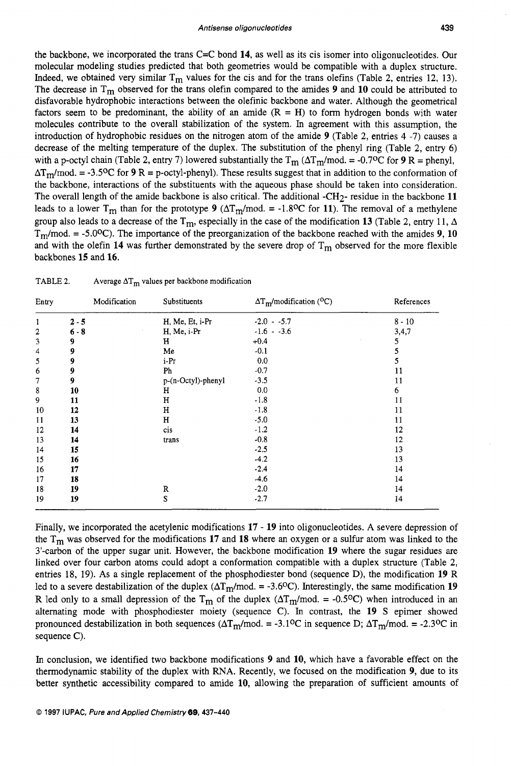the backbone, we incorporated the trans C=C bond **14**, as well as its cis isomer into oligonucleotides. Our molecular modeling studies predicted that both geometries would be compatible with a duplex structure. Indeed, we obtained very similar $T_m$ values for the cis and for the trans olefins (Table 2, entries 12, 13). The decrease in $T_m$ observed for the trans olefin compared to the amides **9** and **10** could be attributed to disfavorable hydrophobic interactions between the olefinic backbone and water. Although the geometrical factors seem to be predominant, the ability of an amide (R = H) to form hydrogen bonds with water molecules contribute to the overall stabilization of the system. In agreement with this assumption, the introduction of hydrophobic residues on the nitrogen atom of the amide **9** (Table 2, entries 4 -7) causes a decrease of the melting temperature of the duplex. The substitution of the phenyl ring (Table 2, entry 6) with a p-octyl chain (Table 2, entry 7) lowered substantially the $T_m$ ($\Delta T_m$/mod. = -0.7°C for **9** R = phenyl, $\Delta T_m$/mod. = -3.5°C for **9** R = p-octyl-phenyl). These results suggest that in addition to the conformation of the backbone, interactions of the substituents with the aqueous phase should be taken into consideration. The overall length of the amide backbone is also critical. The additional $-CH_2-$ residue in the backbone **11** leads to a lower $T_m$ than for the prototype **9** ($\Delta T_m$/mod. = -1.8°C for **11**). The removal of a methylene group also leads to a decrease of the $T_m$, especially in the case of the modification **13** (Table 2, entry 11, $\Delta T_m$/mod. = -5.0°C). The importance of the preorganization of the backbone reached with the amides **9**, **10** and with the olefin **14** was further demonstrated by the severe drop of $T_m$ observed for the more flexible backbones **15** and **16**.

TABLE 2. Average $\Delta T_m$ values per backbone modification

| Entry | Modification | Substituents | $\Delta T_m$/modification (°C) | References |
|---|---|---|---|---|
| 1 | **2 - 5** | H, Me, Et, i-Pr | -2.0 - -5.7 | 8 - 10 |
| 2 | **6 - 8** | H, Me, i-Pr | -1.6 - -3.6 | 3,4,7 |
| 3 | **9** | H | +0.4 | 5 |
| 4 | **9** | Me | -0.1 | 5 |
| 5 | **9** | i-Pr | 0.0 | 5 |
| 6 | **9** | Ph | -0.7 | 11 |
| 7 | **9** | p-(n-Octyl)-phenyl | -3.5 | 11 |
| 8 | **10** | H | 0.0 | 6 |
| 9 | **11** | H | -1.8 | 11 |
| 10 | **12** | H | -1.8 | 11 |
| 11 | **13** | H | -5.0 | 11 |
| 12 | **14** | cis | -1.2 | 12 |
| 13 | **14** | trans | -0.8 | 12 |
| 14 | **15** | | -2.5 | 13 |
| 15 | **16** | | -4.2 | 13 |
| 16 | **17** | | -2.4 | 14 |
| 17 | **18** | | -4.6 | 14 |
| 18 | **19** | R | -2.0 | 14 |
| 19 | **19** | S | -2.7 | 14 |

Finally, we incorporated the acetylenic modifications **17** - **19** into oligonucleotides. A severe depression of the $T_m$ was observed for the modifications **17** and **18** where an oxygen or a sulfur atom was linked to the 3'-carbon of the upper sugar unit. However, the backbone modification **19** where the sugar residues are linked over four carbon atoms could adopt a conformation compatible with a duplex structure (Table 2, entries 18, 19). As a single replacement of the phosphodiester bond (sequence D), the modification **19** R led to a severe destabilization of the duplex ($\Delta T_m$/mod. = -3.6°C). Interestingly, the same modification **19** R led only to a small depression of the $T_m$ of the duplex ($\Delta T_m$/mod. = -0.5°C) when introduced in an alternating mode with phosphodiester moiety (sequence C). In contrast, the **19** S epimer showed pronounced destabilization in both sequences ($\Delta T_m$/mod. = -3.1°C in sequence D; $\Delta T_m$/mod. = -2.3°C in sequence C).

In conclusion, we identified two backbone modifications **9** and **10**, which have a favorable effect on the thermodynamic stability of the duplex with RNA. Recently, we focused on the modification **9**, due to its better synthetic accessibility compared to amide **10**, allowing the preparation of sufficient amounts of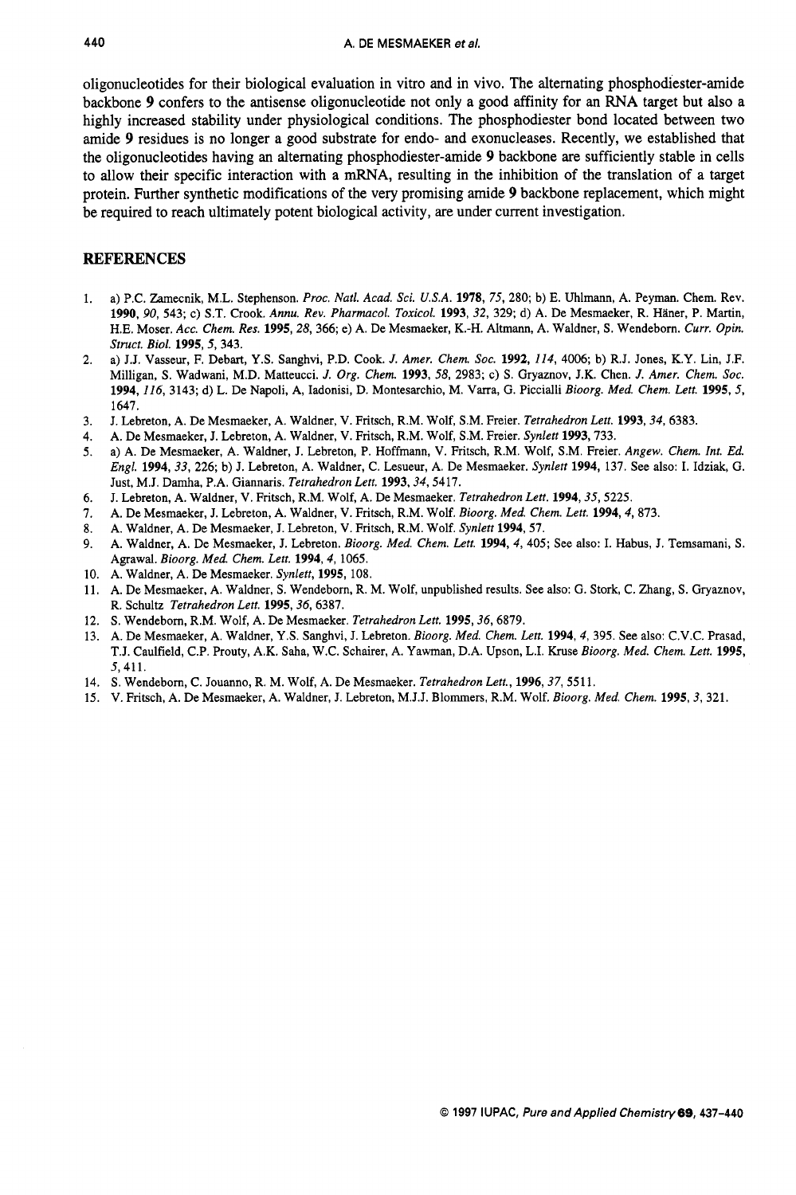oligonucleotides for their biological evaluation in vitro and in vivo. The alternating phosphodiester-amide backbone **9** confers to the antisense oligonucleotide not only a good affinity for an RNA target but also a highly increased stability under physiological conditions. The phosphodiester bond located between two amide **9** residues is no longer a good substrate for endo- and exonucleases. Recently, we established that the oligonucleotides having an alternating phosphodiester-amide **9** backbone are sufficiently stable in cells to allow their specific interaction with a mRNA, resulting in the inhibition of the translation of a target protein. Further synthetic modifications of the very promising amide **9** backbone replacement, which might be required to reach ultimately potent biological activity, are under current investigation.

## REFERENCES

1. a) P.C. Zamecnik, M.L. Stephenson. *Proc. Natl. Acad. Sci. U.S.A.* **1978**, *75*, 280; b) E. Uhlmann, A. Peyman. Chem. Rev. **1990**, *90*, 543; c) S.T. Crook. *Annu. Rev. Pharmacol. Toxicol.* **1993**, *32*, 329; d) A. De Mesmaeker, R. Häner, P. Martin, H.E. Moser. *Acc. Chem. Res.* **1995**, *28*, 366; e) A. De Mesmaeker, K.-H. Altmann, A. Waldner, S. Wendeborn. *Curr. Opin. Struct. Biol.* **1995**, *5*, 343.
2. a) J.J. Vasseur, F. Debart, Y.S. Sanghvi, P.D. Cook. *J. Amer. Chem. Soc.* **1992**, *114*, 4006; b) R.J. Jones, K.Y. Lin, J.F. Milligan, S. Wadwani, M.D. Matteucci. *J. Org. Chem.* **1993**, *58*, 2983; c) S. Gryaznov, J.K. Chen. *J. Amer. Chem. Soc.* **1994**, *116*, 3143; d) L. De Napoli, A, Iadonisi, D. Montesarchio, M. Varra, G. Picciali *Bioorg. Med. Chem. Lett.* **1995**, *5*, 1647.
3. J. Lebreton, A. De Mesmaeker, A. Waldner, V. Fritsch, R.M. Wolf, S.M. Freier. *Tetrahedron Lett.* **1993**, *34*, 6383.
4. A. De Mesmaeker, J. Lebreton, A. Waldner, V. Fritsch, R.M. Wolf, S.M. Freier. *Synlett* **1993**, 733.
5. a) A. De Mesmaeker, A. Waldner, J. Lebreton, P. Hoffmann, V. Fritsch, R.M. Wolf, S.M. Freier. *Angew. Chem. Int. Ed. Engl.* **1994**, *33*, 226; b) J. Lebreton, A. Waldner, C. Lesueur, A. De Mesmaeker. *Synlett* **1994**, 137. See also: I. Idziak, G. Just, M.J. Damha, P.A. Giannaris. *Tetrahedron Lett.* **1993**, *34*, 5417.
6. J. Lebreton, A. Waldner, V. Fritsch, R.M. Wolf, A. De Mesmaeker. *Tetrahedron Lett.* **1994**, *35*, 5225.
7. A. De Mesmaeker, J. Lebreton, A. Waldner, V. Fritsch, R.M. Wolf. *Bioorg. Med. Chem. Lett.* **1994**, *4*, 873.
8. A. Waldner, A. De Mesmaeker, J. Lebreton, V. Fritsch, R.M. Wolf. *Synlett* **1994**, 57.
9. A. Waldner, A. De Mesmaeker, J. Lebreton. *Bioorg. Med. Chem. Lett.* **1994**, *4*, 405; See also: I. Habus, J. Temsamani, S. Agrawal. *Bioorg. Med. Chem. Lett.* **1994**, *4*, 1065.
10. A. Waldner, A. De Mesmaeker. *Synlett*, **1995**, 108.
11. A. De Mesmaeker, A. Waldner, S. Wendeborn, R. M. Wolf, unpublished results. See also: G. Stork, C. Zhang, S. Gryaznov, R. Schultz *Tetrahedron Lett.* **1995**, *36*, 6387.
12. S. Wendeborn, R.M. Wolf, A. De Mesmaeker. *Tetrahedron Lett.* **1995**, *36*, 6879.
13. A. De Mesmaeker, A. Waldner, Y.S. Sanghvi, J. Lebreton. *Bioorg. Med. Chem. Lett.* **1994**, *4*, 395. See also: C.V.C. Prasad, T.J. Caulfield, C.P. Prouty, A.K. Saha, W.C. Schairer, A. Yawman, D.A. Upson, L.I. Kruse *Bioorg. Med. Chem. Lett.* **1995**, *5*, 411.
14. S. Wendeborn, C. Jouanno, R. M. Wolf, A. De Mesmaeker. *Tetrahedron Lett.*, **1996**, *37*, 5511.
15. V. Fritsch, A. De Mesmaeker, A. Waldner, J. Lebreton, M.J.J. Blommers, R.M. Wolf. *Bioorg. Med. Chem.* **1995**, *3*, 321.